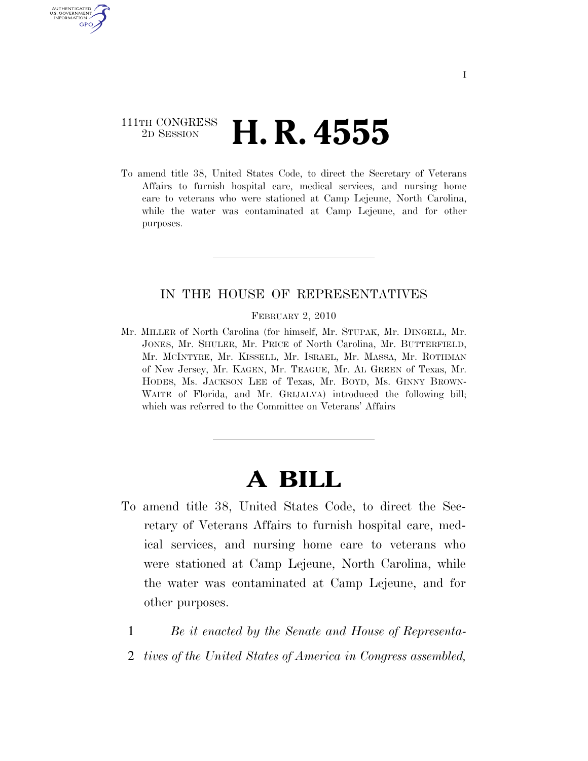111TH CONGRESS
2D SESSION

# H. R. 4555

To amend title 38, United States Code, to direct the Secretary of Veterans Affairs to furnish hospital care, medical services, and nursing home care to veterans who were stationed at Camp Lejeune, North Carolina, while the water was contaminated at Camp Lejeune, and for other purposes.

---

IN THE HOUSE OF REPRESENTATIVES

FEBRUARY 2, 2010

Mr. MILLER of North Carolina (for himself, Mr. STUPAK, Mr. DINGELL, Mr. JONES, Mr. SHULER, Mr. PRICE of North Carolina, Mr. BUTTERFIELD, Mr. MCINTYRE, Mr. KISSELL, Mr. ISRAEL, Mr. MASSA, Mr. ROTHMAN of New Jersey, Mr. KAGEN, Mr. TEAGUE, Mr. AL GREEN of Texas, Mr. HODES, Ms. JACKSON LEE of Texas, Mr. BOYD, Ms. GINNY BROWN-WAITE of Florida, and Mr. GRIJALVA) introduced the following bill; which was referred to the Committee on Veterans' Affairs

---

# A BILL

To amend title 38, United States Code, to direct the Secretary of Veterans Affairs to furnish hospital care, medical services, and nursing home care to veterans who were stationed at Camp Lejeune, North Carolina, while the water was contaminated at Camp Lejeune, and for other purposes.

1 *Be it enacted by the Senate and House of Representa-*
2 *tives of the United States of America in Congress assembled,*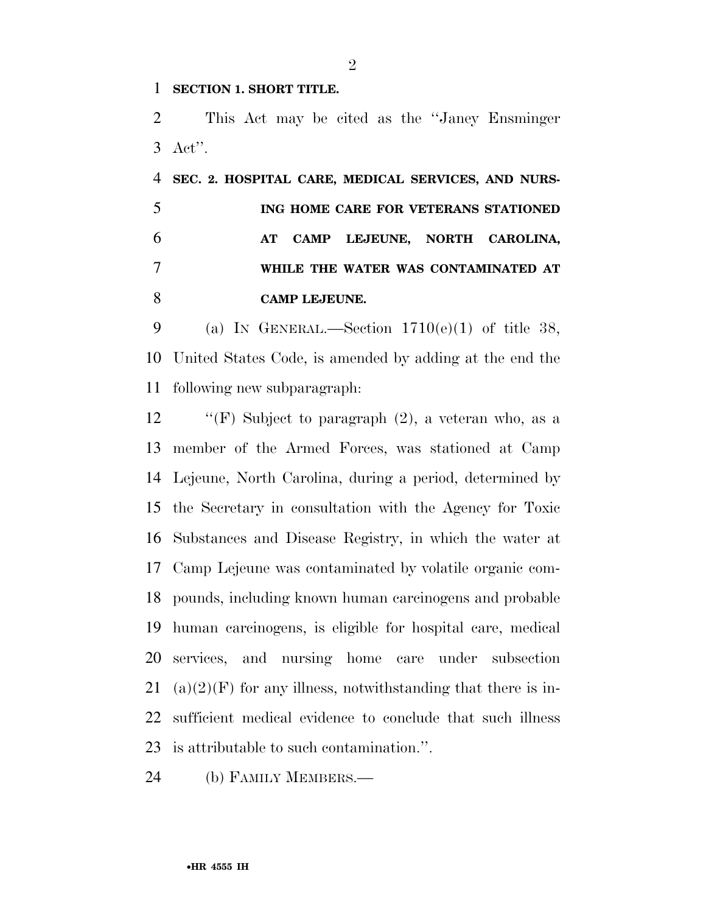**SECTION 1. SHORT TITLE.**

This Act may be cited as the ''Janey Ensminger Act''.

**SEC. 2. HOSPITAL CARE, MEDICAL SERVICES, AND NURSING HOME CARE FOR VETERANS STATIONED AT CAMP LEJEUNE, NORTH CAROLINA, WHILE THE WATER WAS CONTAMINATED AT CAMP LEJEUNE.**

(a) IN GENERAL.—Section 1710(e)(1) of title 38, United States Code, is amended by adding at the end the following new subparagraph:

''(F) Subject to paragraph (2), a veteran who, as a member of the Armed Forces, was stationed at Camp Lejeune, North Carolina, during a period, determined by the Secretary in consultation with the Agency for Toxic Substances and Disease Registry, in which the water at Camp Lejeune was contaminated by volatile organic compounds, including known human carcinogens and probable human carcinogens, is eligible for hospital care, medical services, and nursing home care under subsection (a)(2)(F) for any illness, notwithstanding that there is insufficient medical evidence to conclude that such illness is attributable to such contamination.''.

(b) FAMILY MEMBERS.—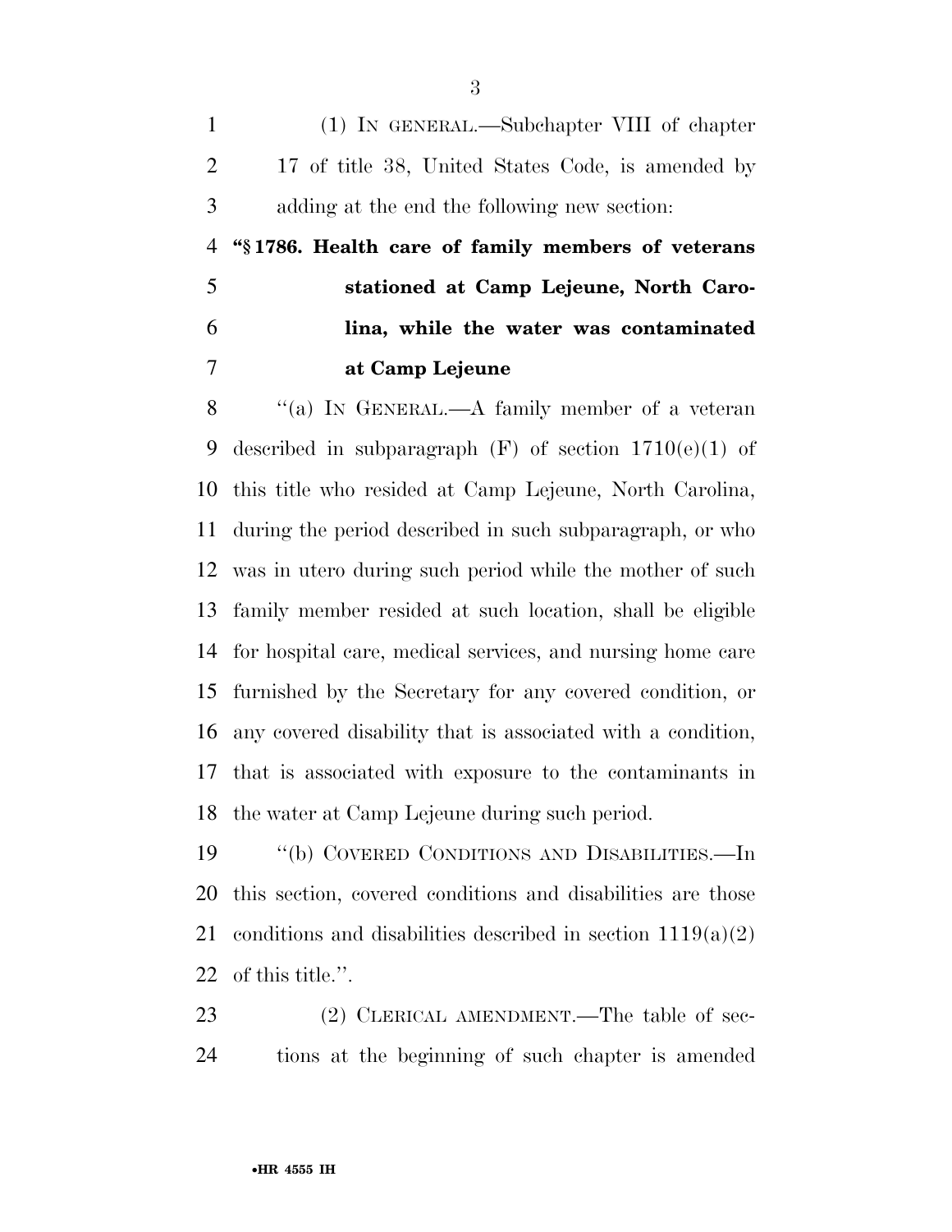(1) IN GENERAL.—Subchapter VIII of chapter 17 of title 38, United States Code, is amended by adding at the end the following new section:

**"§ 1786. Health care of family members of veterans stationed at Camp Lejeune, North Carolina, while the water was contaminated at Camp Lejeune**

"(a) IN GENERAL.—A family member of a veteran described in subparagraph (F) of section 1710(e)(1) of this title who resided at Camp Lejeune, North Carolina, during the period described in such subparagraph, or who was in utero during such period while the mother of such family member resided at such location, shall be eligible for hospital care, medical services, and nursing home care furnished by the Secretary for any covered condition, or any covered disability that is associated with a condition, that is associated with exposure to the contaminants in the water at Camp Lejeune during such period.

"(b) COVERED CONDITIONS AND DISABILITIES.—In this section, covered conditions and disabilities are those conditions and disabilities described in section 1119(a)(2) of this title.".

(2) CLERICAL AMENDMENT.—The table of sections at the beginning of such chapter is amended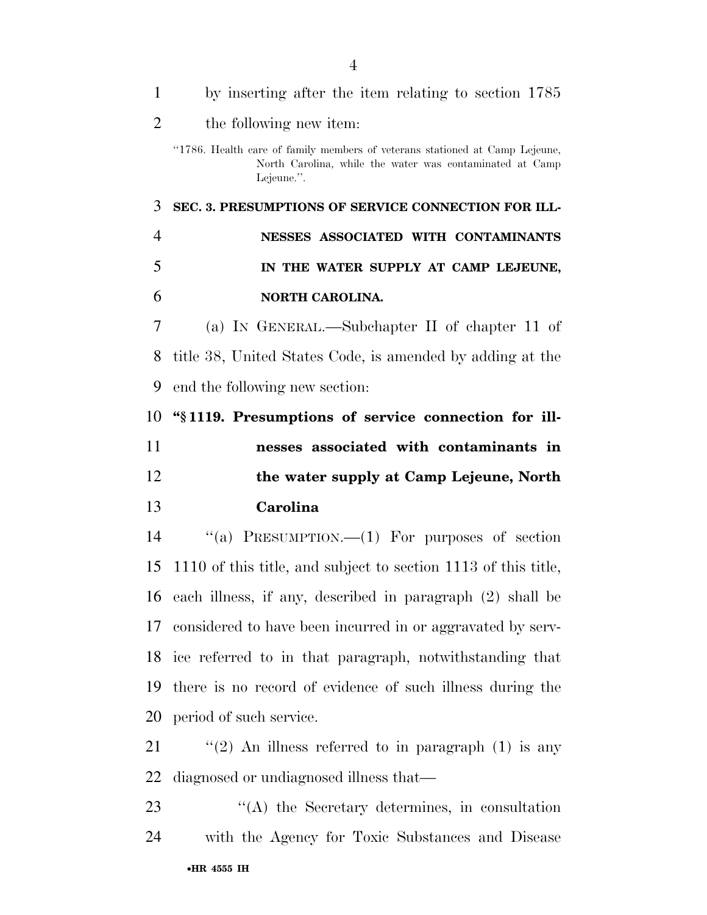by inserting after the item relating to section 1785 the following new item:

"1786. Health care of family members of veterans stationed at Camp Lejeune, North Carolina, while the water was contaminated at Camp Lejeune.".

**SEC. 3. PRESUMPTIONS OF SERVICE CONNECTION FOR ILLNESSES ASSOCIATED WITH CONTAMINANTS IN THE WATER SUPPLY AT CAMP LEJEUNE, NORTH CAROLINA.**

(a) IN GENERAL.—Subchapter II of chapter 11 of title 38, United States Code, is amended by adding at the end the following new section:

**"§ 1119. Presumptions of service connection for illnesses associated with contaminants in the water supply at Camp Lejeune, North Carolina**

"(a) PRESUMPTION.—(1) For purposes of section 1110 of this title, and subject to section 1113 of this title, each illness, if any, described in paragraph (2) shall be considered to have been incurred in or aggravated by service referred to in that paragraph, notwithstanding that there is no record of evidence of such illness during the period of such service.

"(2) An illness referred to in paragraph (1) is any diagnosed or undiagnosed illness that—

"(A) the Secretary determines, in consultation with the Agency for Toxic Substances and Disease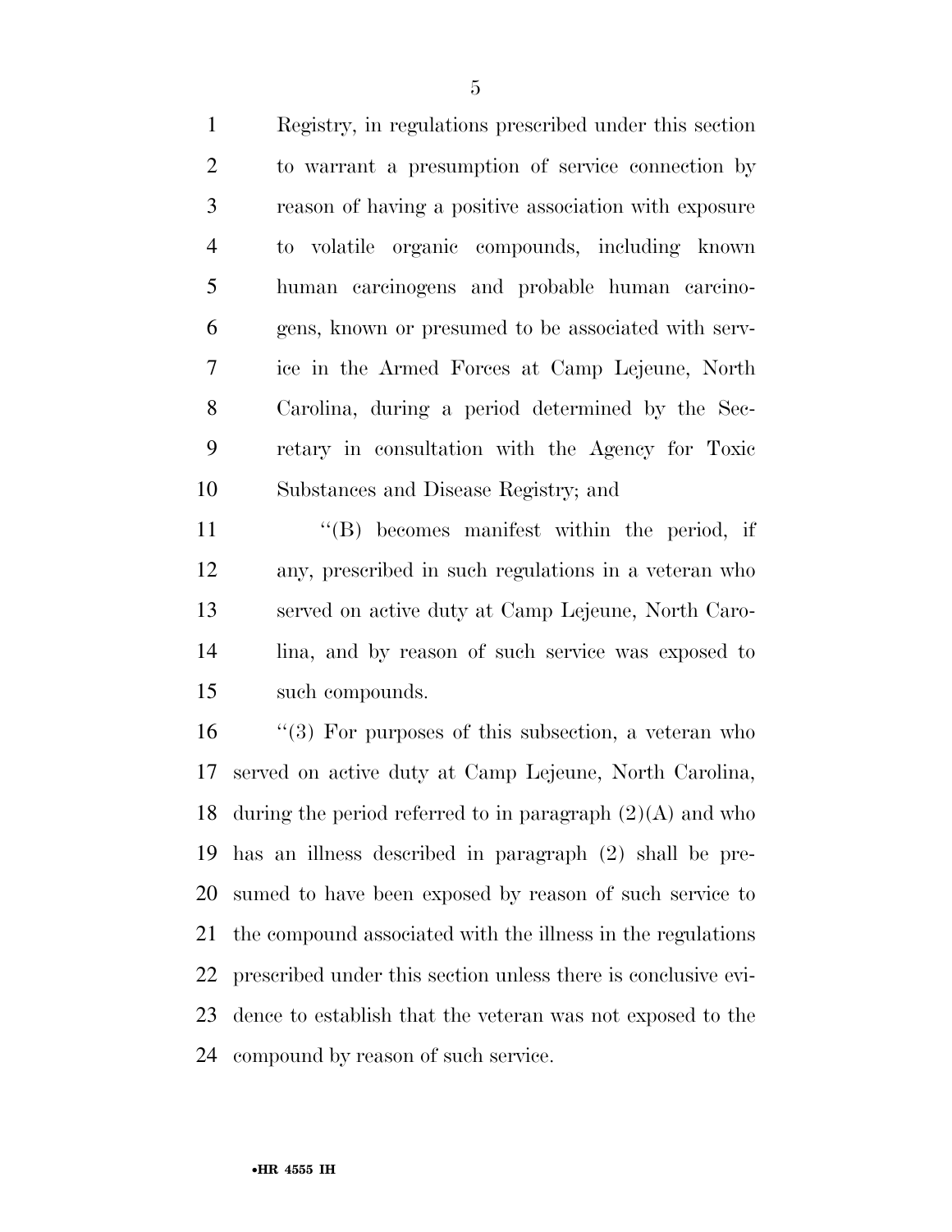Registry, in regulations prescribed under this section to warrant a presumption of service connection by reason of having a positive association with exposure to volatile organic compounds, including known human carcinogens and probable human carcinogens, known or presumed to be associated with service in the Armed Forces at Camp Lejeune, North Carolina, during a period determined by the Secretary in consultation with the Agency for Toxic Substances and Disease Registry; and

''(B) becomes manifest within the period, if any, prescribed in such regulations in a veteran who served on active duty at Camp Lejeune, North Carolina, and by reason of such service was exposed to such compounds.

''(3) For purposes of this subsection, a veteran who served on active duty at Camp Lejeune, North Carolina, during the period referred to in paragraph (2)(A) and who has an illness described in paragraph (2) shall be presumed to have been exposed by reason of such service to the compound associated with the illness in the regulations prescribed under this section unless there is conclusive evidence to establish that the veteran was not exposed to the compound by reason of such service.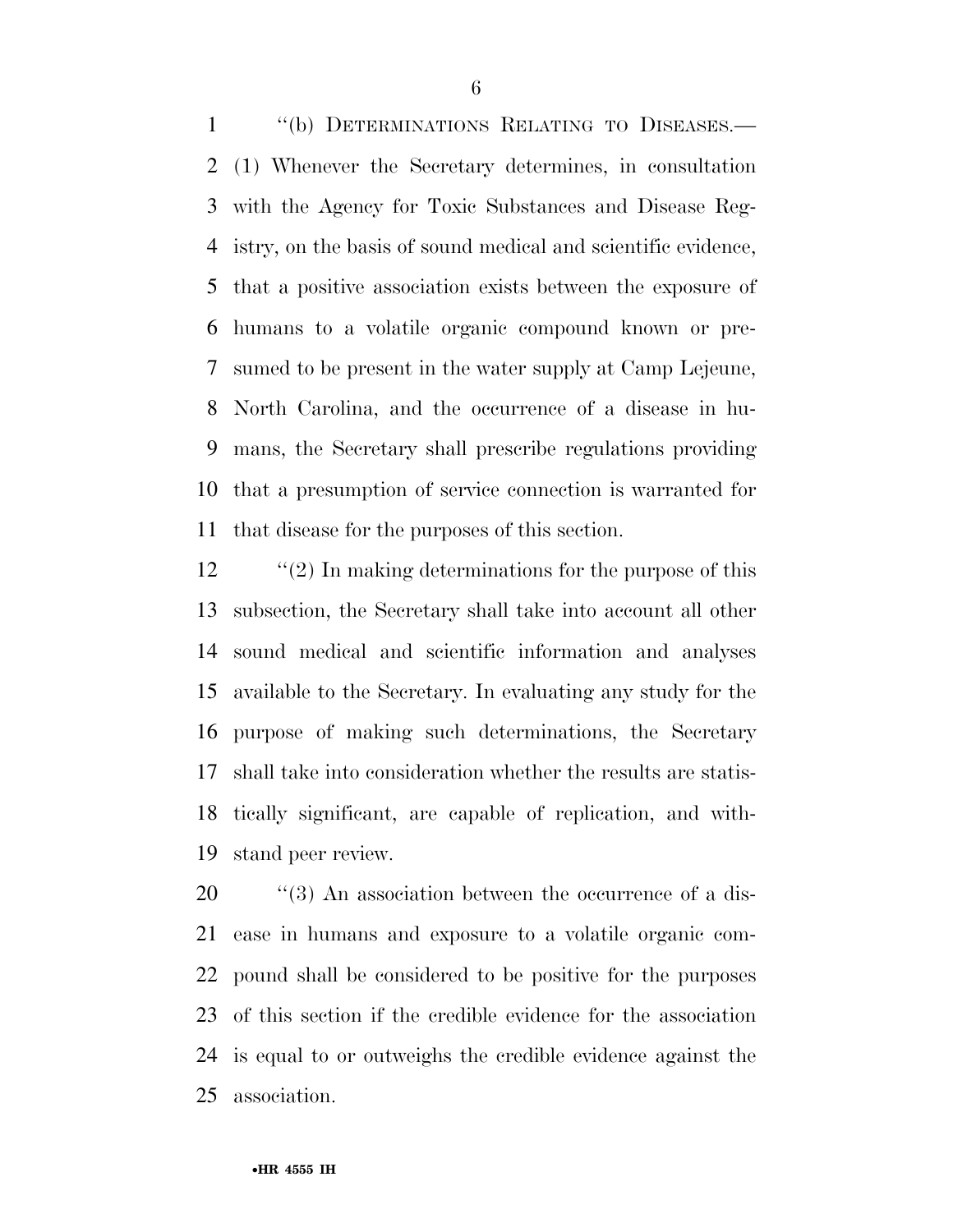''(b) DETERMINATIONS RELATING TO DISEASES.—(1) Whenever the Secretary determines, in consultation with the Agency for Toxic Substances and Disease Registry, on the basis of sound medical and scientific evidence, that a positive association exists between the exposure of humans to a volatile organic compound known or presumed to be present in the water supply at Camp Lejeune, North Carolina, and the occurrence of a disease in humans, the Secretary shall prescribe regulations providing that a presumption of service connection is warranted for that disease for the purposes of this section.

''(2) In making determinations for the purpose of this subsection, the Secretary shall take into account all other sound medical and scientific information and analyses available to the Secretary. In evaluating any study for the purpose of making such determinations, the Secretary shall take into consideration whether the results are statistically significant, are capable of replication, and withstand peer review.

''(3) An association between the occurrence of a disease in humans and exposure to a volatile organic compound shall be considered to be positive for the purposes of this section if the credible evidence for the association is equal to or outweighs the credible evidence against the association.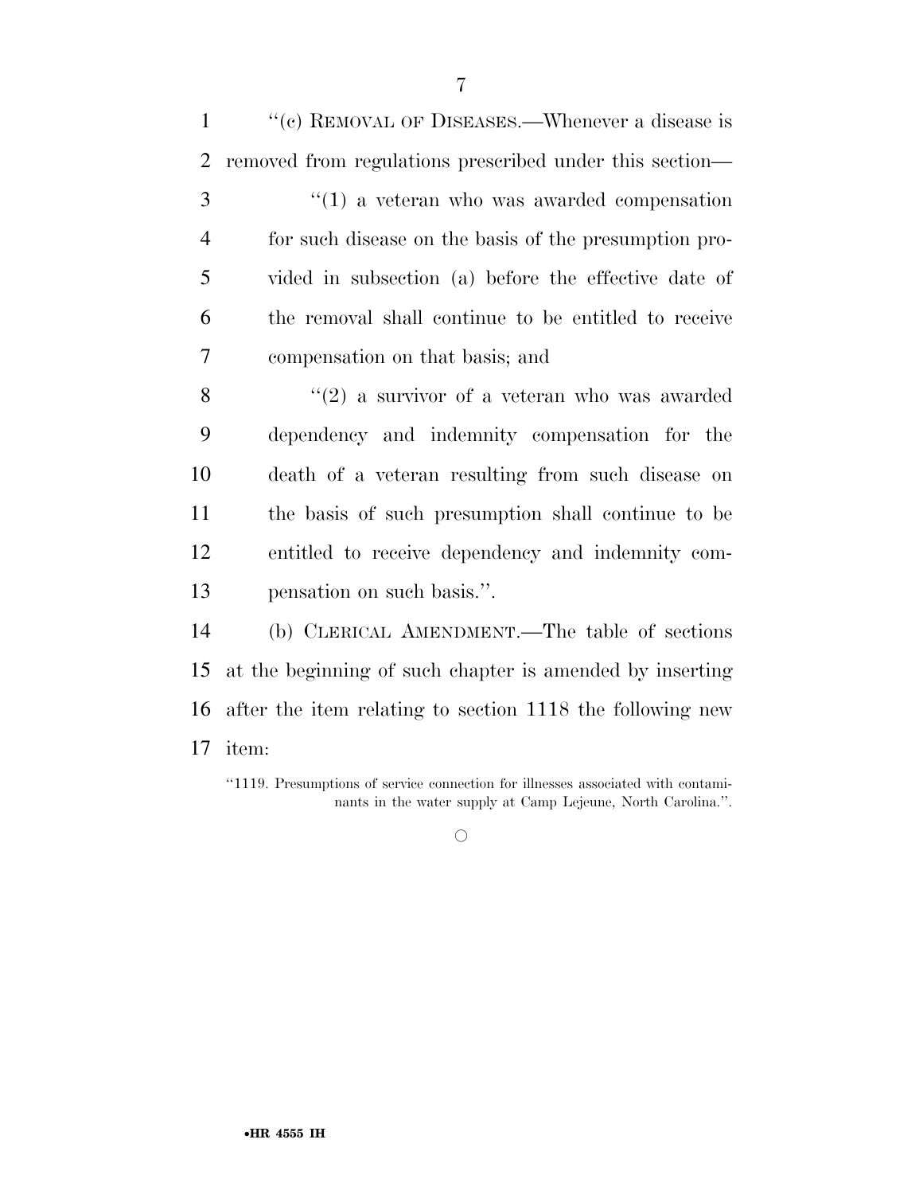''(c) REMOVAL OF DISEASES.—Whenever a disease is removed from regulations prescribed under this section—

''(1) a veteran who was awarded compensation for such disease on the basis of the presumption provided in subsection (a) before the effective date of the removal shall continue to be entitled to receive compensation on that basis; and

''(2) a survivor of a veteran who was awarded dependency and indemnity compensation for the death of a veteran resulting from such disease on the basis of such presumption shall continue to be entitled to receive dependency and indemnity compensation on such basis.''.

(b) CLERICAL AMENDMENT.—The table of sections at the beginning of such chapter is amended by inserting after the item relating to section 1118 the following new item:

''1119. Presumptions of service connection for illnesses associated with contaminants in the water supply at Camp Lejeune, North Carolina.''.

○